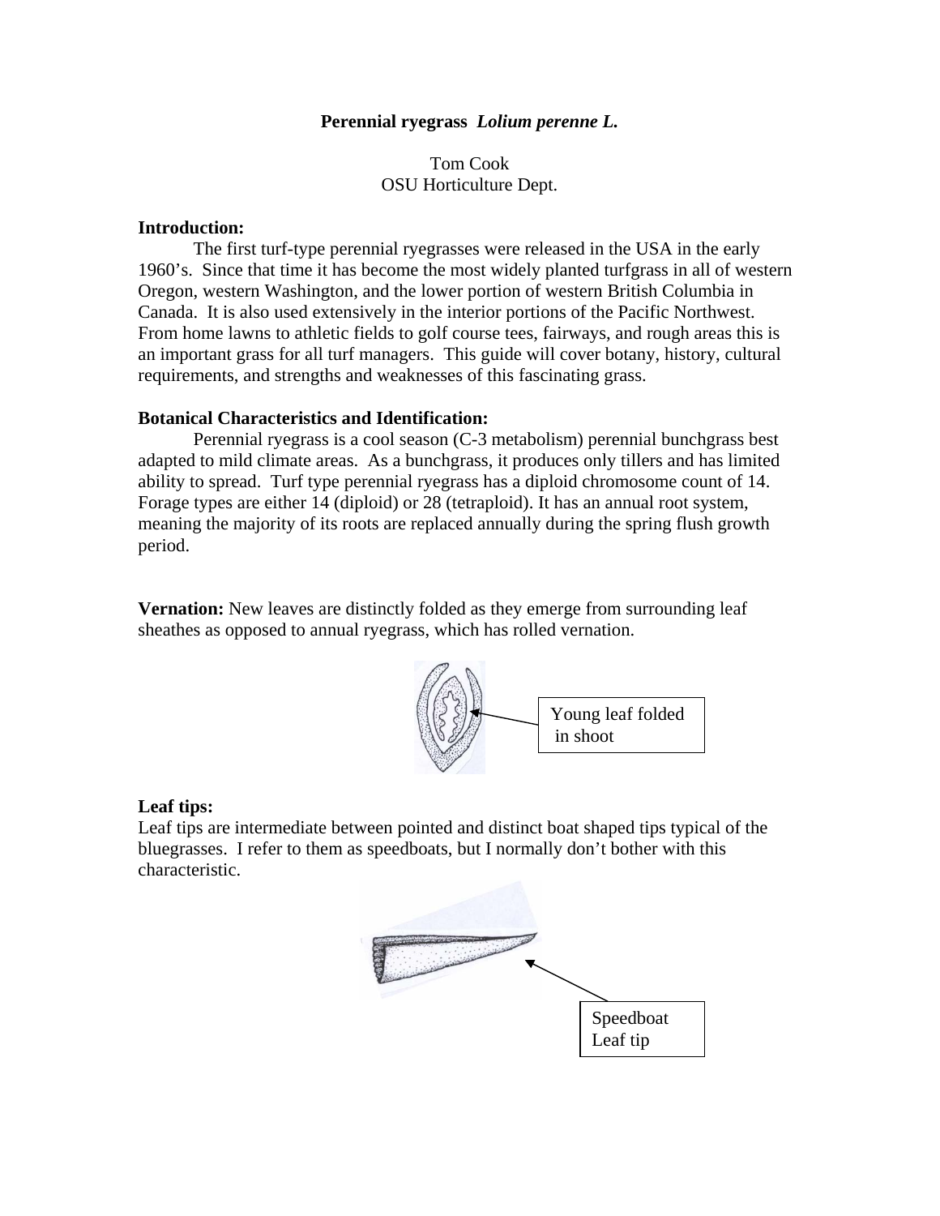# Perennial ryegrass *Lolium perenne L.*

Tom Cook
OSU Horticulture Dept.

## Introduction:

The first turf-type perennial ryegrasses were released in the USA in the early 1960's. Since that time it has become the most widely planted turfgrass in all of western Oregon, western Washington, and the lower portion of western British Columbia in Canada. It is also used extensively in the interior portions of the Pacific Northwest. From home lawns to athletic fields to golf course tees, fairways, and rough areas this is an important grass for all turf managers. This guide will cover botany, history, cultural requirements, and strengths and weaknesses of this fascinating grass.

## Botanical Characteristics and Identification:

Perennial ryegrass is a cool season (C-3 metabolism) perennial bunchgrass best adapted to mild climate areas. As a bunchgrass, it produces only tillers and has limited ability to spread. Turf type perennial ryegrass has a diploid chromosome count of 14. Forage types are either 14 (diploid) or 28 (tetraploid). It has an annual root system, meaning the majority of its roots are replaced annually during the spring flush growth period.

**Vernation:** New leaves are distinctly folded as they emerge from surrounding leaf sheathes as opposed to annual ryegrass, which has rolled vernation.

Young leaf folded in shoot

### Leaf tips:

Leaf tips are intermediate between pointed and distinct boat shaped tips typical of the bluegrasses. I refer to them as speedboats, but I normally don't bother with this characteristic.

Speedboat Leaf tip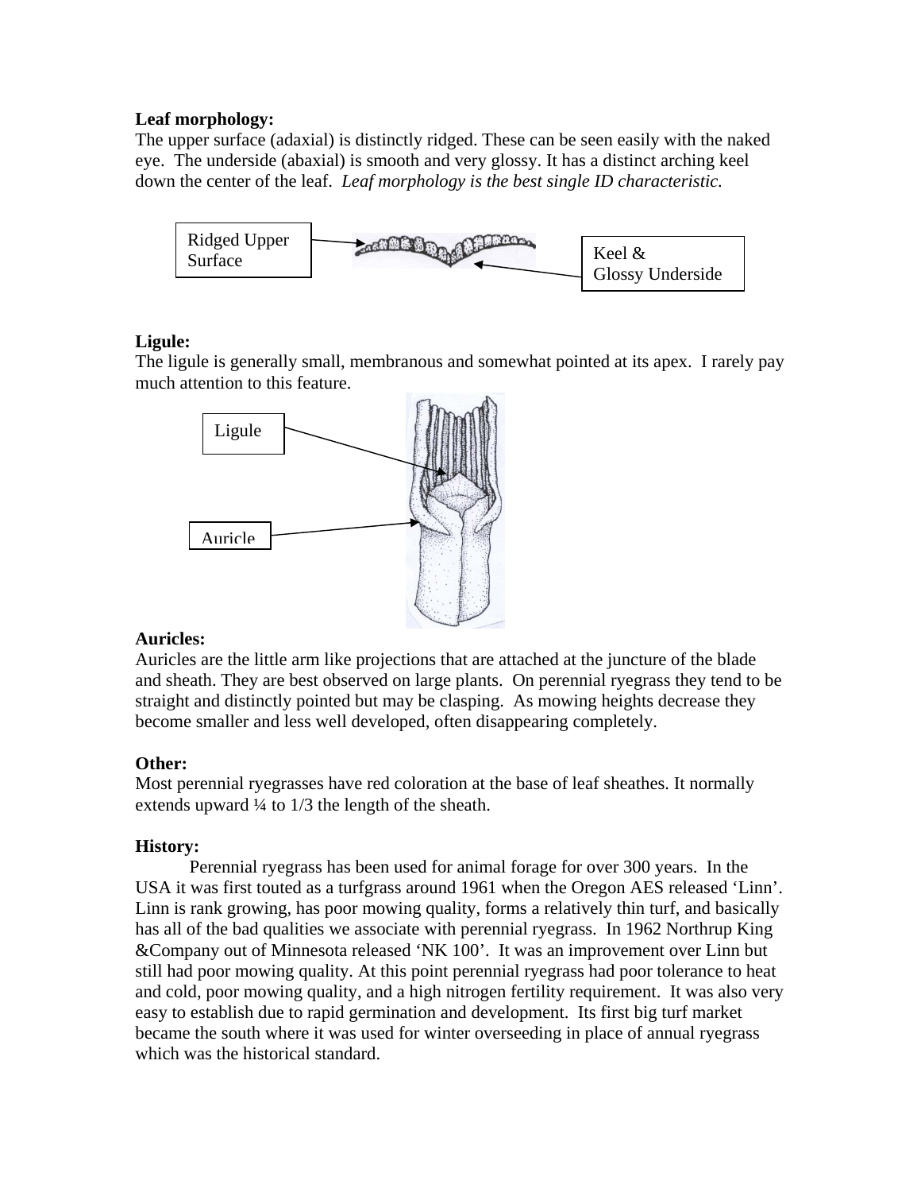**Leaf morphology:**

The upper surface (adaxial) is distinctly ridged. These can be seen easily with the naked eye. The underside (abaxial) is smooth and very glossy. It has a distinct arching keel down the center of the leaf. *Leaf morphology is the best single ID characteristic.*

Ridged Upper Surface

Keel & Glossy Underside

**Ligule:**

The ligule is generally small, membranous and somewhat pointed at its apex. I rarely pay much attention to this feature.

Ligule

Auricle

**Auricles:**

Auricles are the little arm like projections that are attached at the juncture of the blade and sheath. They are best observed on large plants. On perennial ryegrass they tend to be straight and distinctly pointed but may be clasping. As mowing heights decrease they become smaller and less well developed, often disappearing completely.

**Other:**

Most perennial ryegrasses have red coloration at the base of leaf sheathes. It normally extends upward ¼ to 1/3 the length of the sheath.

**History:**

Perennial ryegrass has been used for animal forage for over 300 years. In the USA it was first touted as a turfgrass around 1961 when the Oregon AES released 'Linn'. Linn is rank growing, has poor mowing quality, forms a relatively thin turf, and basically has all of the bad qualities we associate with perennial ryegrass. In 1962 Northrup King &Company out of Minnesota released 'NK 100'. It was an improvement over Linn but still had poor mowing quality. At this point perennial ryegrass had poor tolerance to heat and cold, poor mowing quality, and a high nitrogen fertility requirement. It was also very easy to establish due to rapid germination and development. Its first big turf market became the south where it was used for winter overseeding in place of annual ryegrass which was the historical standard.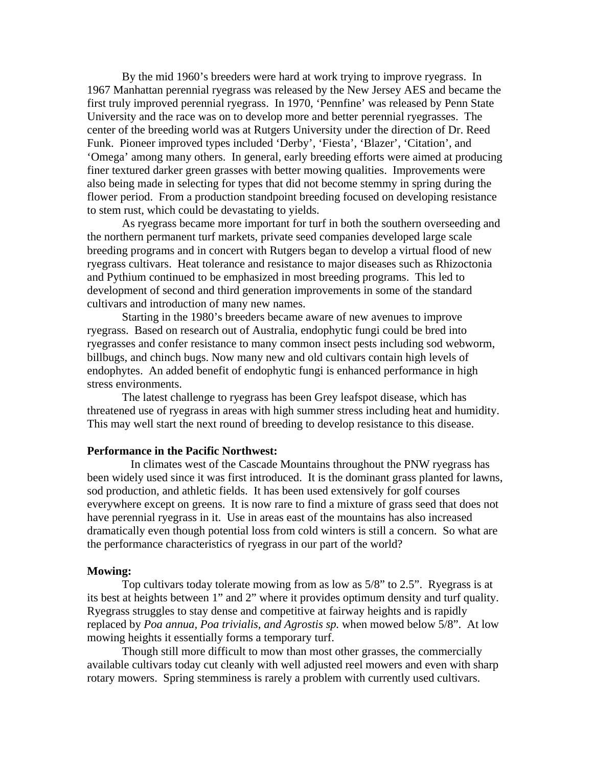By the mid 1960's breeders were hard at work trying to improve ryegrass. In 1967 Manhattan perennial ryegrass was released by the New Jersey AES and became the first truly improved perennial ryegrass. In 1970, 'Pennfine' was released by Penn State University and the race was on to develop more and better perennial ryegrasses. The center of the breeding world was at Rutgers University under the direction of Dr. Reed Funk. Pioneer improved types included 'Derby', 'Fiesta', 'Blazer', 'Citation', and 'Omega' among many others. In general, early breeding efforts were aimed at producing finer textured darker green grasses with better mowing qualities. Improvements were also being made in selecting for types that did not become stemmy in spring during the flower period. From a production standpoint breeding focused on developing resistance to stem rust, which could be devastating to yields.

As ryegrass became more important for turf in both the southern overseeding and the northern permanent turf markets, private seed companies developed large scale breeding programs and in concert with Rutgers began to develop a virtual flood of new ryegrass cultivars. Heat tolerance and resistance to major diseases such as Rhizoctonia and Pythium continued to be emphasized in most breeding programs. This led to development of second and third generation improvements in some of the standard cultivars and introduction of many new names.

Starting in the 1980's breeders became aware of new avenues to improve ryegrass. Based on research out of Australia, endophytic fungi could be bred into ryegrasses and confer resistance to many common insect pests including sod webworm, billbugs, and chinch bugs. Now many new and old cultivars contain high levels of endophytes. An added benefit of endophytic fungi is enhanced performance in high stress environments.

The latest challenge to ryegrass has been Grey leafspot disease, which has threatened use of ryegrass in areas with high summer stress including heat and humidity. This may well start the next round of breeding to develop resistance to this disease.

**Performance in the Pacific Northwest:**

In climates west of the Cascade Mountains throughout the PNW ryegrass has been widely used since it was first introduced. It is the dominant grass planted for lawns, sod production, and athletic fields. It has been used extensively for golf courses everywhere except on greens. It is now rare to find a mixture of grass seed that does not have perennial ryegrass in it. Use in areas east of the mountains has also increased dramatically even though potential loss from cold winters is still a concern. So what are the performance characteristics of ryegrass in our part of the world?

**Mowing:**

Top cultivars today tolerate mowing from as low as 5/8" to 2.5". Ryegrass is at its best at heights between 1" and 2" where it provides optimum density and turf quality. Ryegrass struggles to stay dense and competitive at fairway heights and is rapidly replaced by *Poa annua, Poa trivialis, and Agrostis sp.* when mowed below 5/8". At low mowing heights it essentially forms a temporary turf.

Though still more difficult to mow than most other grasses, the commercially available cultivars today cut cleanly with well adjusted reel mowers and even with sharp rotary mowers. Spring stemminess is rarely a problem with currently used cultivars.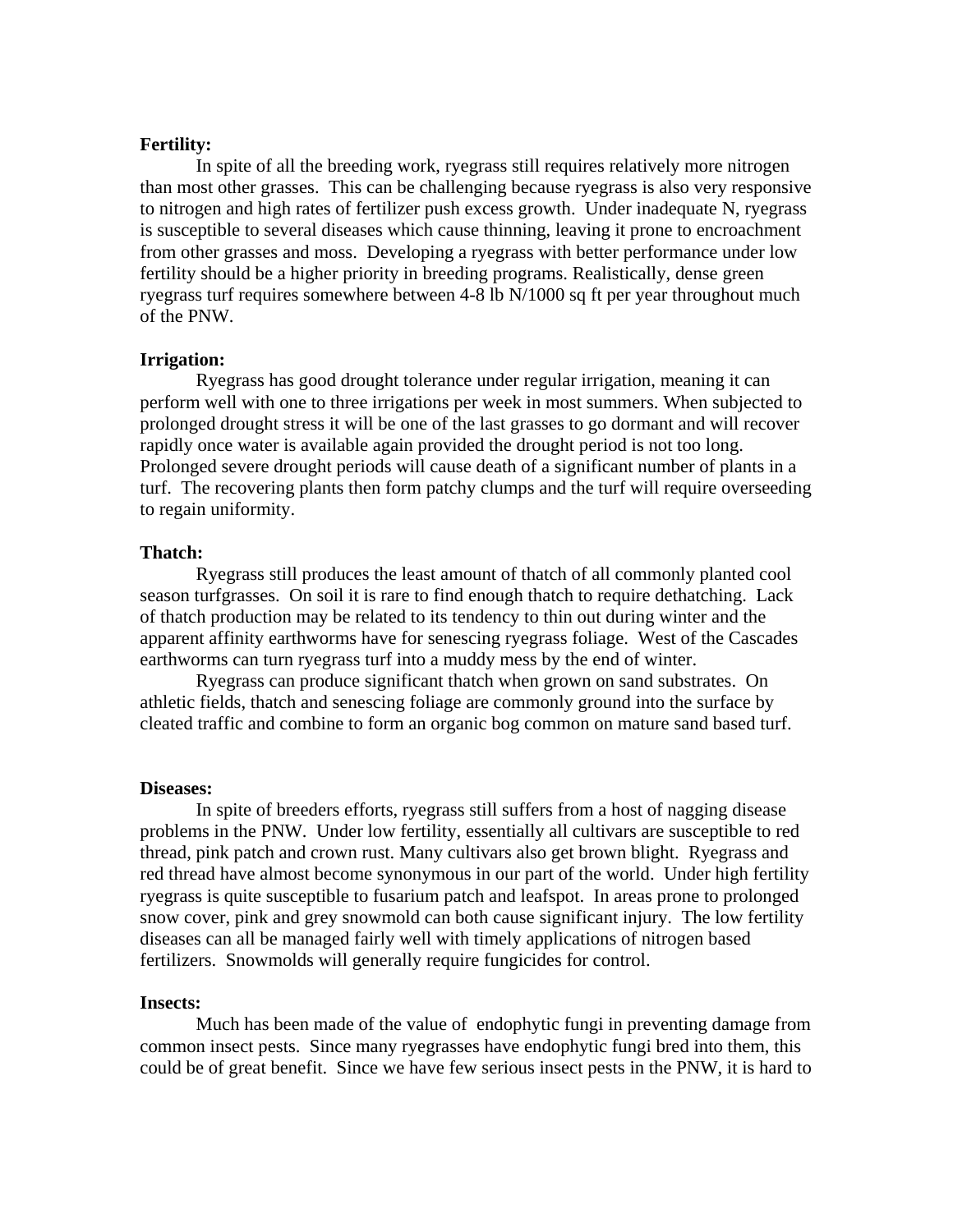**Fertility:**

In spite of all the breeding work, ryegrass still requires relatively more nitrogen than most other grasses. This can be challenging because ryegrass is also very responsive to nitrogen and high rates of fertilizer push excess growth. Under inadequate N, ryegrass is susceptible to several diseases which cause thinning, leaving it prone to encroachment from other grasses and moss. Developing a ryegrass with better performance under low fertility should be a higher priority in breeding programs. Realistically, dense green ryegrass turf requires somewhere between 4-8 lb N/1000 sq ft per year throughout much of the PNW.

**Irrigation:**

Ryegrass has good drought tolerance under regular irrigation, meaning it can perform well with one to three irrigations per week in most summers. When subjected to prolonged drought stress it will be one of the last grasses to go dormant and will recover rapidly once water is available again provided the drought period is not too long. Prolonged severe drought periods will cause death of a significant number of plants in a turf. The recovering plants then form patchy clumps and the turf will require overseeding to regain uniformity.

**Thatch:**

Ryegrass still produces the least amount of thatch of all commonly planted cool season turfgrasses. On soil it is rare to find enough thatch to require dethatching. Lack of thatch production may be related to its tendency to thin out during winter and the apparent affinity earthworms have for senescing ryegrass foliage. West of the Cascades earthworms can turn ryegrass turf into a muddy mess by the end of winter.

Ryegrass can produce significant thatch when grown on sand substrates. On athletic fields, thatch and senescing foliage are commonly ground into the surface by cleated traffic and combine to form an organic bog common on mature sand based turf.

**Diseases:**

In spite of breeders efforts, ryegrass still suffers from a host of nagging disease problems in the PNW. Under low fertility, essentially all cultivars are susceptible to red thread, pink patch and crown rust. Many cultivars also get brown blight. Ryegrass and red thread have almost become synonymous in our part of the world. Under high fertility ryegrass is quite susceptible to fusarium patch and leafspot. In areas prone to prolonged snow cover, pink and grey snowmold can both cause significant injury. The low fertility diseases can all be managed fairly well with timely applications of nitrogen based fertilizers. Snowmolds will generally require fungicides for control.

**Insects:**

Much has been made of the value of endophytic fungi in preventing damage from common insect pests. Since many ryegrasses have endophytic fungi bred into them, this could be of great benefit. Since we have few serious insect pests in the PNW, it is hard to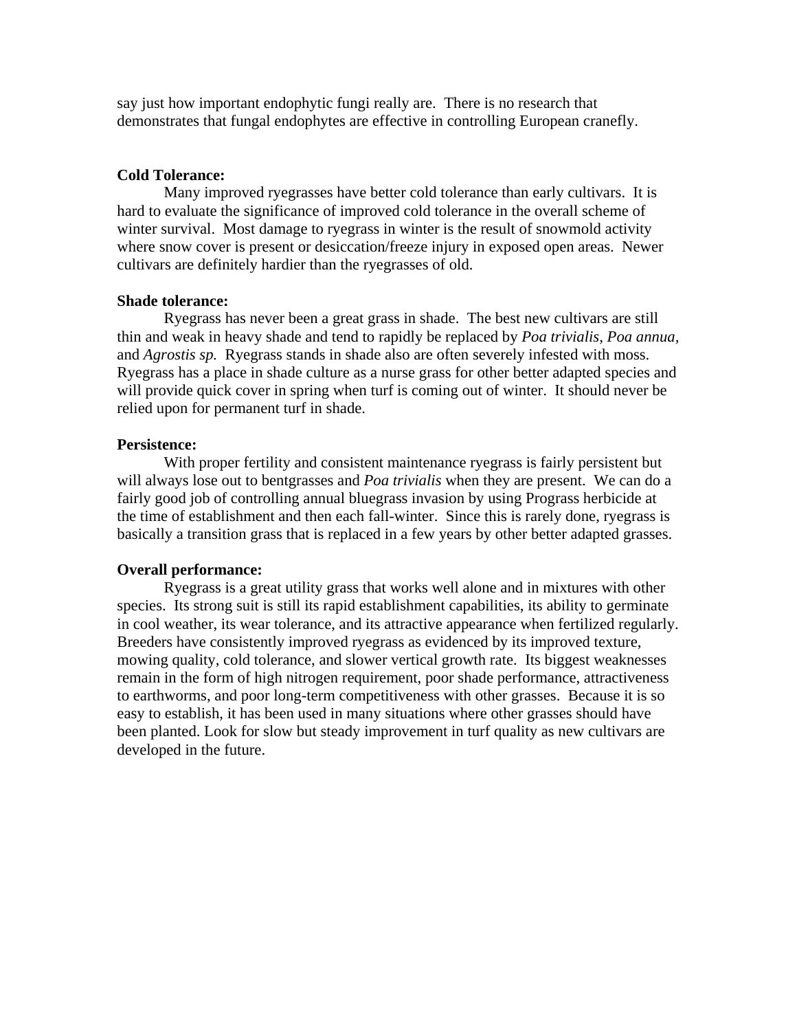say just how important endophytic fungi really are. There is no research that demonstrates that fungal endophytes are effective in controlling European cranefly.

**Cold Tolerance:**

Many improved ryegrasses have better cold tolerance than early cultivars. It is hard to evaluate the significance of improved cold tolerance in the overall scheme of winter survival. Most damage to ryegrass in winter is the result of snowmold activity where snow cover is present or desiccation/freeze injury in exposed open areas. Newer cultivars are definitely hardier than the ryegrasses of old.

**Shade tolerance:**

Ryegrass has never been a great grass in shade. The best new cultivars are still thin and weak in heavy shade and tend to rapidly be replaced by *Poa trivialis, Poa annua,* and *Agrostis sp.* Ryegrass stands in shade also are often severely infested with moss. Ryegrass has a place in shade culture as a nurse grass for other better adapted species and will provide quick cover in spring when turf is coming out of winter. It should never be relied upon for permanent turf in shade.

**Persistence:**

With proper fertility and consistent maintenance ryegrass is fairly persistent but will always lose out to bentgrasses and *Poa trivialis* when they are present. We can do a fairly good job of controlling annual bluegrass invasion by using Prograss herbicide at the time of establishment and then each fall-winter. Since this is rarely done, ryegrass is basically a transition grass that is replaced in a few years by other better adapted grasses.

**Overall performance:**

Ryegrass is a great utility grass that works well alone and in mixtures with other species. Its strong suit is still its rapid establishment capabilities, its ability to germinate in cool weather, its wear tolerance, and its attractive appearance when fertilized regularly. Breeders have consistently improved ryegrass as evidenced by its improved texture, mowing quality, cold tolerance, and slower vertical growth rate. Its biggest weaknesses remain in the form of high nitrogen requirement, poor shade performance, attractiveness to earthworms, and poor long-term competitiveness with other grasses. Because it is so easy to establish, it has been used in many situations where other grasses should have been planted. Look for slow but steady improvement in turf quality as new cultivars are developed in the future.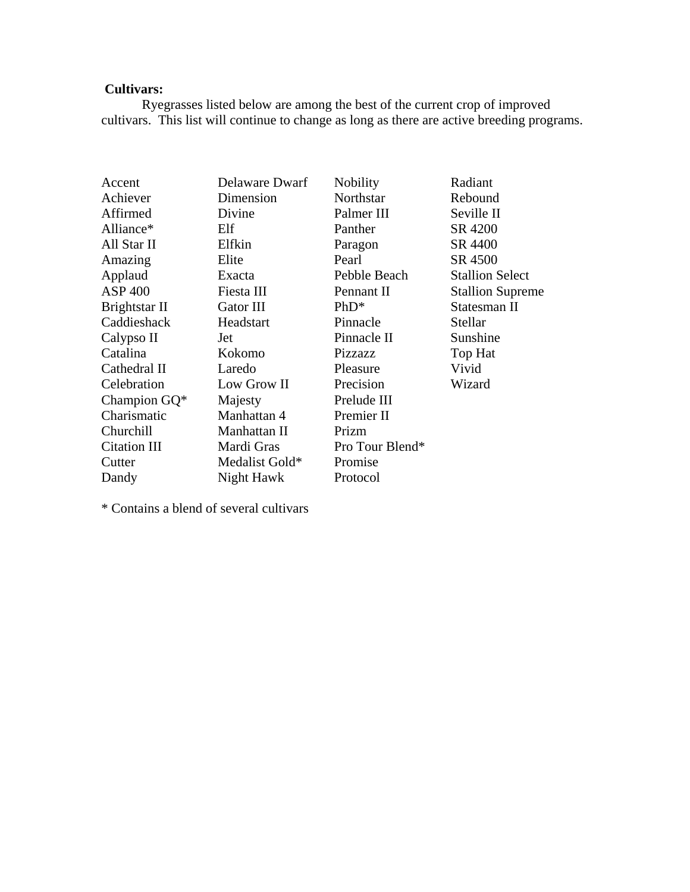**Cultivars:**

Ryegrasses listed below are among the best of the current crop of improved cultivars. This list will continue to change as long as there are active breeding programs.

| | | | |
|---|---|---|---|
| Accent | Delaware Dwarf | Nobility | Radiant |
| Achiever | Dimension | Northstar | Rebound |
| Affirmed | Divine | Palmer III | Seville II |
| Alliance* | Elf | Panther | SR 4200 |
| All Star II | Elfkin | Paragon | SR 4400 |
| Amazing | Elite | Pearl | SR 4500 |
| Applaud | Exacta | Pebble Beach | Stallion Select |
| ASP 400 | Fiesta III | Pennant II | Stallion Supreme |
| Brightstar II | Gator III | PhD* | Statesman II |
| Caddieshack | Headstart | Pinnacle | Stellar |
| Calypso II | Jet | Pinnacle II | Sunshine |
| Catalina | Kokomo | Pizzazz | Top Hat |
| Cathedral II | Laredo | Pleasure | Vivid |
| Celebration | Low Grow II | Precision | Wizard |
| Champion GQ* | Majesty | Prelude III | |
| Charismatic | Manhattan 4 | Premier II | |
| Churchill | Manhattan II | Prizm | |
| Citation III | Mardi Gras | Pro Tour Blend* | |
| Cutter | Medalist Gold* | Promise | |
| Dandy | Night Hawk | Protocol | |

* Contains a blend of several cultivars